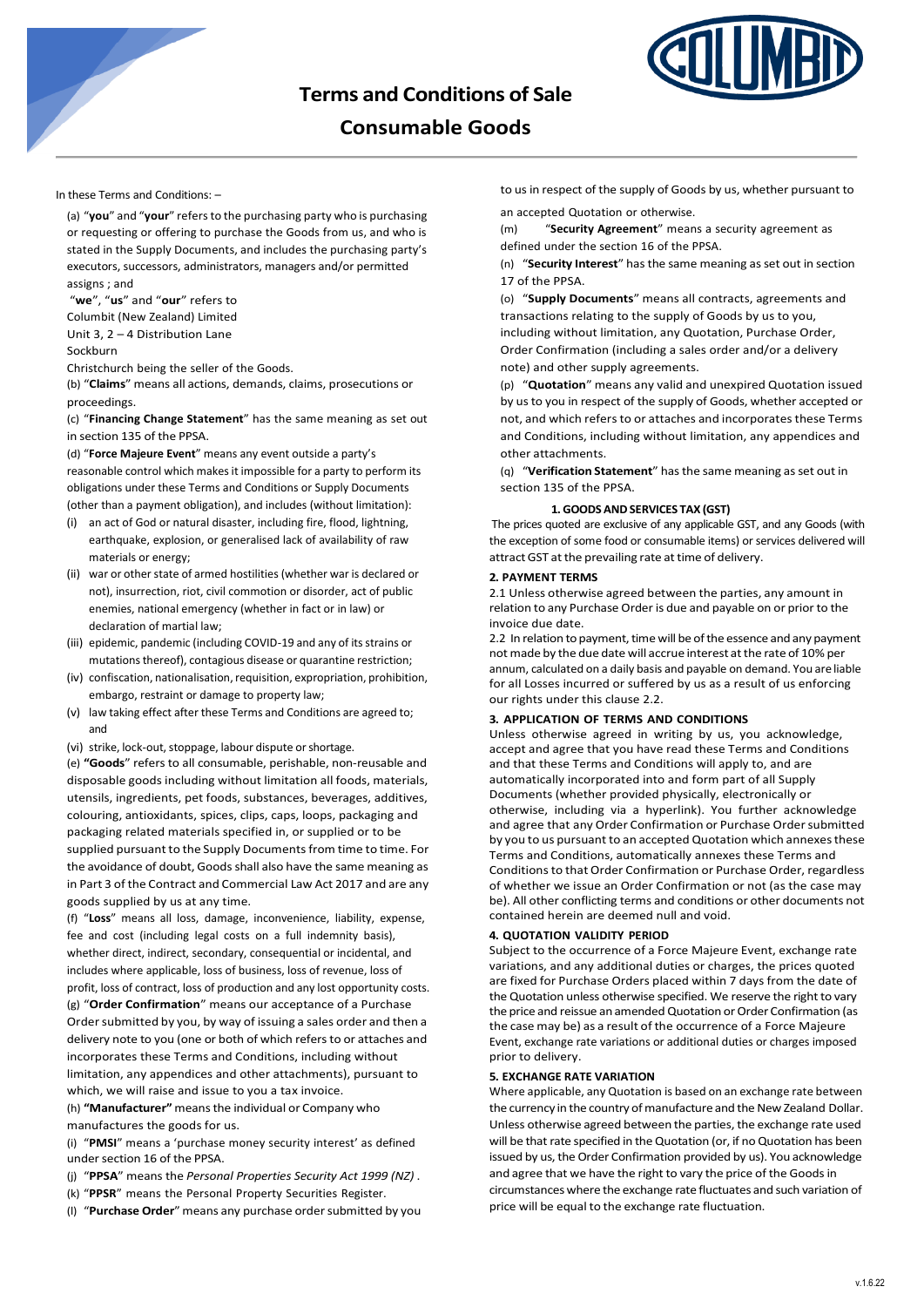# Terms and Conditions of Sale

## Consumable Goods

In these Terms and Conditions: –

(a) "**you**" and "**your**" refers to the purchasing party who is purchasing or requesting or offering to purchase the Goods from us, and who is stated in the Supply Documents, and includes the purchasing party's executors, successors, administrators, managers and/or permitted assigns ; and

"**we**", "**us**" and "**our**" refers to
Columbit (New Zealand) Limited
Unit 3, 2 – 4 Distribution Lane
Sockburn
Christchurch being the seller of the Goods.

(b) "**Claims**" means all actions, demands, claims, prosecutions or proceedings.

(c) "**Financing Change Statement**" has the same meaning as set out in section 135 of the PPSA.

(d) "**Force Majeure Event**" means any event outside a party's reasonable control which makes it impossible for a party to perform its obligations under these Terms and Conditions or Supply Documents (other than a payment obligation), and includes (without limitation):

- (i) an act of God or natural disaster, including fire, flood, lightning, earthquake, explosion, or generalised lack of availability of raw materials or energy;
- (ii) war or other state of armed hostilities (whether war is declared or not), insurrection, riot, civil commotion or disorder, act of public enemies, national emergency (whether in fact or in law) or declaration of martial law;
- (iii) epidemic, pandemic (including COVID-19 and any of its strains or mutations thereof), contagious disease or quarantine restriction;
- (iv) confiscation, nationalisation, requisition, expropriation, prohibition, embargo, restraint or damage to property law;
- (v) law taking effect after these Terms and Conditions are agreed to; and
- (vi) strike, lock-out, stoppage, labour dispute or shortage.

(e) **"Goods"** refers to all consumable, perishable, non-reusable and disposable goods including without limitation all foods, materials, utensils, ingredients, pet foods, substances, beverages, additives, colouring, antioxidants, spices, clips, caps, loops, packaging and packaging related materials specified in, or supplied or to be supplied pursuant to the Supply Documents from time to time. For the avoidance of doubt, Goods shall also have the same meaning as in Part 3 of the Contract and Commercial Law Act 2017 and are any goods supplied by us at any time.

(f) "**Loss**" means all loss, damage, inconvenience, liability, expense, fee and cost (including legal costs on a full indemnity basis), whether direct, indirect, secondary, consequential or incidental, and includes where applicable, loss of business, loss of revenue, loss of profit, loss of contract, loss of production and any lost opportunity costs.

(g) "**Order Confirmation**" means our acceptance of a Purchase Order submitted by you, by way of issuing a sales order and then a delivery note to you (one or both of which refers to or attaches and incorporates these Terms and Conditions, including without limitation, any appendices and other attachments), pursuant to which, we will raise and issue to you a tax invoice.

(h) **"Manufacturer"** means the individual or Company who manufactures the goods for us.

(i) "**PMSI**" means a 'purchase money security interest' as defined under section 16 of the PPSA.

(j) "**PPSA**" means the *Personal Properties Security Act 1999 (NZ)* .

(k) "**PPSR**" means the Personal Property Securities Register.

(l) "**Purchase Order**" means any purchase order submitted by you to us in respect of the supply of Goods by us, whether pursuant to an accepted Quotation or otherwise.

(m) "**Security Agreement**" means a security agreement as defined under the section 16 of the PPSA.

(n) "**Security Interest**" has the same meaning as set out in section 17 of the PPSA.

(o) "**Supply Documents**" means all contracts, agreements and transactions relating to the supply of Goods by us to you, including without limitation, any Quotation, Purchase Order, Order Confirmation (including a sales order and/or a delivery note) and other supply agreements.

(p) "**Quotation**" means any valid and unexpired Quotation issued by us to you in respect of the supply of Goods, whether accepted or not, and which refers to or attaches and incorporates these Terms and Conditions, including without limitation, any appendices and other attachments.

(q) "**Verification Statement**" has the same meaning as set out in section 135 of the PPSA.

### 1. GOODS AND SERVICES TAX (GST)

The prices quoted are exclusive of any applicable GST, and any Goods (with the exception of some food or consumable items) or services delivered will attract GST at the prevailing rate at time of delivery.

### 2. PAYMENT TERMS

2.1 Unless otherwise agreed between the parties, any amount in relation to any Purchase Order is due and payable on or prior to the invoice due date.

2.2 In relation to payment, time will be of the essence and any payment not made by the due date will accrue interest at the rate of 10% per annum, calculated on a daily basis and payable on demand. You are liable for all Losses incurred or suffered by us as a result of us enforcing our rights under this clause 2.2.

### 3. APPLICATION OF TERMS AND CONDITIONS

Unless otherwise agreed in writing by us, you acknowledge, accept and agree that you have read these Terms and Conditions and that these Terms and Conditions will apply to, and are automatically incorporated into and form part of all Supply Documents (whether provided physically, electronically or otherwise, including via a hyperlink). You further acknowledge and agree that any Order Confirmation or Purchase Order submitted by you to us pursuant to an accepted Quotation which annexes these Terms and Conditions, automatically annexes these Terms and Conditions to that Order Confirmation or Purchase Order, regardless of whether we issue an Order Confirmation or not (as the case may be). All other conflicting terms and conditions or other documents not contained herein are deemed null and void.

### 4. QUOTATION VALIDITY PERIOD

Subject to the occurrence of a Force Majeure Event, exchange rate variations, and any additional duties or charges, the prices quoted are fixed for Purchase Orders placed within 7 days from the date of the Quotation unless otherwise specified. We reserve the right to vary the price and reissue an amended Quotation or Order Confirmation (as the case may be) as a result of the occurrence of a Force Majeure Event, exchange rate variations or additional duties or charges imposed prior to delivery.

### 5. EXCHANGE RATE VARIATION

Where applicable, any Quotation is based on an exchange rate between the currency in the country of manufacture and the New Zealand Dollar. Unless otherwise agreed between the parties, the exchange rate used will be that rate specified in the Quotation (or, if no Quotation has been issued by us, the Order Confirmation provided by us). You acknowledge and agree that we have the right to vary the price of the Goods in circumstances where the exchange rate fluctuates and such variation of price will be equal to the exchange rate fluctuation.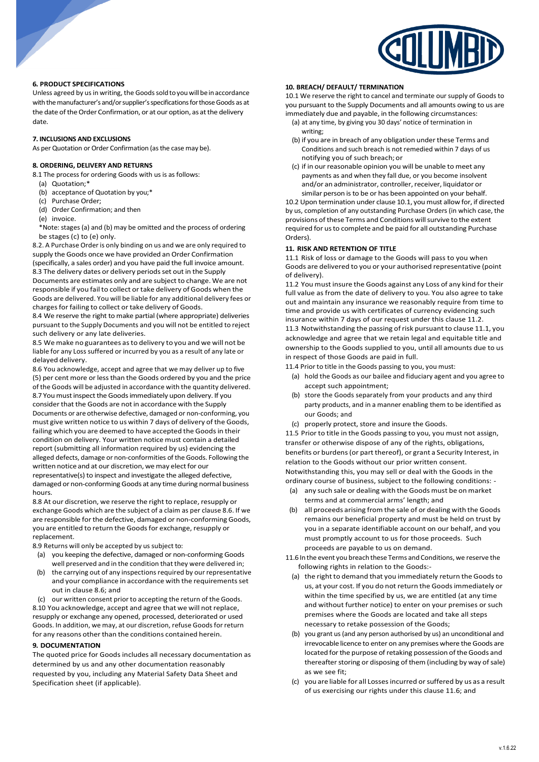### 6. PRODUCT SPECIFICATIONS

Unless agreed by us in writing, the Goods sold to you will be in accordance with the manufacturer's and/or supplier's specifications for those Goods as at the date of the Order Confirmation, or at our option, as at the delivery date.

### 7. INCLUSIONS AND EXCLUSIONS

As per Quotation or Order Confirmation (as the case may be).

### 8. ORDERING, DELIVERY AND RETURNS

8.1 The process for ordering Goods with us is as follows:

(a) Quotation;*
(b) acceptance of Quotation by you;*
(c) Purchase Order;
(d) Order Confirmation; and then
(e) invoice.

*Note: stages (a) and (b) may be omitted and the process of ordering be stages (c) to (e) only.

8.2. A Purchase Order is only binding on us and we are only required to supply the Goods once we have provided an Order Confirmation (specifically, a sales order) and you have paid the full invoice amount.

8.3 The delivery dates or delivery periods set out in the Supply Documents are estimates only and are subject to change. We are not responsible if you fail to collect or take delivery of Goods when the Goods are delivered. You will be liable for any additional delivery fees or charges for failing to collect or take delivery of Goods.

8.4 We reserve the right to make partial (where appropriate) deliveries pursuant to the Supply Documents and you will not be entitled to reject such delivery or any late deliveries.

8.5 We make no guarantees as to delivery to you and we will not be liable for any Loss suffered or incurred by you as a result of any late or delayed delivery.

8.6 You acknowledge, accept and agree that we may deliver up to five (5) per cent more or less than the Goods ordered by you and the price of the Goods will be adjusted in accordance with the quantity delivered.

8.7 You must inspect the Goods immediately upon delivery. If you consider that the Goods are not in accordance with the Supply Documents or are otherwise defective, damaged or non-conforming, you must give written notice to us within 7 days of delivery of the Goods, failing which you are deemed to have accepted the Goods in their condition on delivery. Your written notice must contain a detailed report (submitting all information required by us) evidencing the alleged defects, damage or non-conformities of the Goods. Following the written notice and at our discretion, we may elect for our representative(s) to inspect and investigate the alleged defective, damaged or non-conforming Goods at any time during normal business hours.

8.8 At our discretion, we reserve the right to replace, resupply or exchange Goods which are the subject of a claim as per clause 8.6. If we are responsible for the defective, damaged or non-conforming Goods, you are entitled to return the Goods for exchange, resupply or replacement.

8.9 Returns will only be accepted by us subject to:

(a) you keeping the defective, damaged or non-conforming Goods well preserved and in the condition that they were delivered in;
(b) the carrying out of any inspections required by our representative and your compliance in accordance with the requirements set out in clause 8.6; and
(c) our written consent prior to accepting the return of the Goods.

8.10 You acknowledge, accept and agree that we will not replace, resupply or exchange any opened, processed, deteriorated or used Goods. In addition, we may, at our discretion, refuse Goods for return for any reasons other than the conditions contained herein.

### 9. DOCUMENTATION

The quoted price for Goods includes all necessary documentation as determined by us and any other documentation reasonably requested by you, including any Material Safety Data Sheet and Specification sheet (if applicable).

### 10. BREACH/ DEFAULT/ TERMINATION

10.1 We reserve the right to cancel and terminate our supply of Goods to you pursuant to the Supply Documents and all amounts owing to us are immediately due and payable, in the following circumstances:

(a) at any time, by giving you 30 days' notice of termination in writing;
(b) if you are in breach of any obligation under these Terms and Conditions and such breach is not remedied within 7 days of us notifying you of such breach; or
(c) if in our reasonable opinion you will be unable to meet any payments as and when they fall due, or you become insolvent and/or an administrator, controller, receiver, liquidator or similar person is to be or has been appointed on your behalf.

10.2 Upon termination under clause 10.1, you must allow for, if directed by us, completion of any outstanding Purchase Orders (in which case, the provisions of these Terms and Conditions will survive to the extent required for us to complete and be paid for all outstanding Purchase Orders).

### 11. RISK AND RETENTION OF TITLE

11.1 Risk of loss or damage to the Goods will pass to you when Goods are delivered to you or your authorised representative (point of delivery).

11.2 You must insure the Goods against any Loss of any kind for their full value as from the date of delivery to you. You also agree to take out and maintain any insurance we reasonably require from time to time and provide us with certificates of currency evidencing such insurance within 7 days of our request under this clause 11.2.

11.3 Notwithstanding the passing of risk pursuant to clause 11.1, you acknowledge and agree that we retain legal and equitable title and ownership to the Goods supplied to you, until all amounts due to us in respect of those Goods are paid in full.

11.4 Prior to title in the Goods passing to you, you must:

(a) hold the Goods as our bailee and fiduciary agent and you agree to accept such appointment;
(b) store the Goods separately from your products and any third party products, and in a manner enabling them to be identified as our Goods; and
(c) properly protect, store and insure the Goods.

11.5 Prior to title in the Goods passing to you, you must not assign, transfer or otherwise dispose of any of the rights, obligations, benefits or burdens (or part thereof), or grant a Security Interest, in relation to the Goods without our prior written consent. Notwithstanding this, you may sell or deal with the Goods in the ordinary course of business, subject to the following conditions: -

(a) any such sale or dealing with the Goods must be on market terms and at commercial arms' length; and
(b) all proceeds arising from the sale of or dealing with the Goods remains our beneficial property and must be held on trust by you in a separate identifiable account on our behalf, and you must promptly account to us for those proceeds. Such proceeds are payable to us on demand.

11.6 In the event you breach these Terms and Conditions, we reserve the following rights in relation to the Goods:-

(a) the right to demand that you immediately return the Goods to us, at your cost. If you do not return the Goods immediately or within the time specified by us, we are entitled (at any time and without further notice) to enter on your premises or such premises where the Goods are located and take all steps necessary to retake possession of the Goods;
(b) you grant us (and any person authorised by us) an unconditional and irrevocable licence to enter on any premises where the Goods are located for the purpose of retaking possession of the Goods and thereafter storing or disposing of them (including by way of sale) as we see fit;
(c) you are liable for all Losses incurred or suffered by us as a result of us exercising our rights under this clause 11.6; and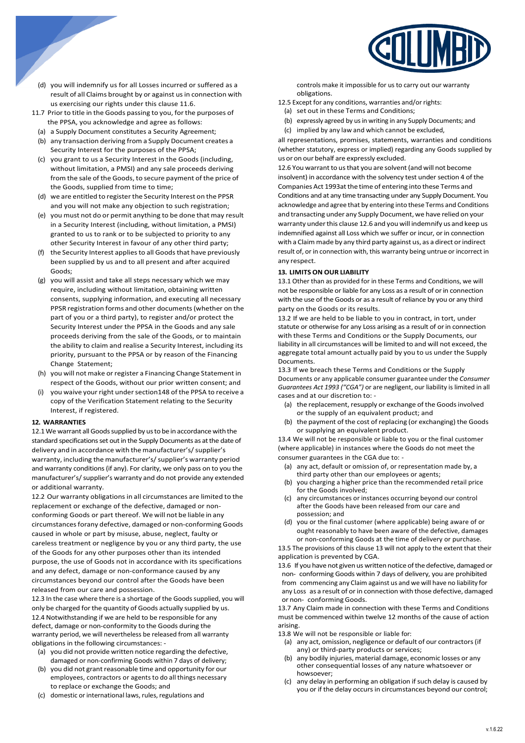(d) you will indemnify us for all Losses incurred or suffered as a result of all Claims brought by or against us in connection with us exercising our rights under this clause 11.6.

11.7 Prior to title in the Goods passing to you, for the purposes of the PPSA, you acknowledge and agree as follows:

(a) a Supply Document constitutes a Security Agreement;

(b) any transaction deriving from a Supply Document creates a Security Interest for the purposes of the PPSA;

(c) you grant to us a Security Interest in the Goods (including, without limitation, a PMSI) and any sale proceeds deriving from the sale of the Goods, to secure payment of the price of the Goods, supplied from time to time;

(d) we are entitled to register the Security Interest on the PPSR and you will not make any objection to such registration;

(e) you must not do or permit anything to be done that may result in a Security Interest (including, without limitation, a PMSI) granted to us to rank or to be subjected to priority to any other Security Interest in favour of any other third party;

(f) the Security Interest applies to all Goods that have previously been supplied by us and to all present and after acquired Goods;

(g) you will assist and take all steps necessary which we may require, including without limitation, obtaining written consents, supplying information, and executing all necessary PPSR registration forms and other documents (whether on the part of you or a third party), to register and/or protect the Security Interest under the PPSA in the Goods and any sale proceeds deriving from the sale of the Goods, or to maintain the ability to claim and realise a Security Interest, including its priority, pursuant to the PPSA or by reason of the Financing Change Statement;

(h) you will not make or register a Financing Change Statement in respect of the Goods, without our prior written consent; and

(i) you waive your right under section148 of the PPSA to receive a copy of the Verification Statement relating to the Security Interest, if registered.

**12. WARRANTIES**

12.1 We warrant all Goods supplied by us to be in accordance with the standard specifications set out in the Supply Documents as at the date of delivery and in accordance with the manufacturer's/ supplier's warranty, including the manufacturer's/ supplier's warranty period and warranty conditions (if any). For clarity, we only pass on to you the manufacturer's/ supplier's warranty and do not provide any extended or additional warranty.

12.2 Our warranty obligations in all circumstances are limited to the replacement or exchange of the defective, damaged or non-conforming Goods or part thereof. We will not be liable in any circumstances forany defective, damaged or non-conforming Goods caused in whole or part by misuse, abuse, neglect, faulty or careless treatment or negligence by you or any third party, the use of the Goods for any other purposes other than its intended purpose, the use of Goods not in accordance with its specifications and any defect, damage or non-conformance caused by any circumstances beyond our control after the Goods have been released from our care and possession.

12.3 In the case where there is a shortage of the Goods supplied, you will only be charged for the quantity of Goods actually supplied by us.

12.4 Notwithstanding if we are held to be responsible for any defect, damage or non-conformity to the Goods during the warranty period, we will nevertheless be released from all warranty obligations in the following circumstances: -

(a) you did not provide written notice regarding the defective, damaged or non-confirming Goods within 7 days of delivery;

(b) you did not grant reasonable time and opportunity for our employees, contractors or agents to do all things necessary to replace or exchange the Goods; and

(c) domestic or international laws, rules, regulations and controls make it impossible for us to carry out our warranty obligations.

12.5 Except for any conditions, warranties and/or rights:

(a) set out in these Terms and Conditions;

(b) expressly agreed by us in writing in any Supply Documents; and

(c) implied by any law and which cannot be excluded,

all representations, promises, statements, warranties and conditions (whether statutory, express or implied) regarding any Goods supplied by us or on our behalf are expressly excluded.

12.6 You warrant to us that you are solvent (and will not become insolvent) in accordance with the solvency test under section 4 of the Companies Act 1993at the time of entering into these Terms and Conditions and at any time transacting under any Supply Document. You acknowledge and agree that by entering into these Terms and Conditions and transacting under any Supply Document, we have relied on your warranty under this clause 12.6 and you will indemnify us and keep us indemnified against all Loss which we suffer or incur, or in connection with a Claim made by any third party against us, as a direct or indirect result of, or in connection with, this warranty being untrue or incorrect in any respect.

**13. LIMITS ON OUR LIABILITY**

13.1 Other than as provided for in these Terms and Conditions, we will not be responsible or liable for any Loss as a result of or in connection with the use of the Goods or as a result of reliance by you or any third party on the Goods or its results.

13.2 If we are held to be liable to you in contract, in tort, under statute or otherwise for any Loss arising as a result of or in connection with these Terms and Conditions or the Supply Documents, our liability in all circumstances will be limited to and will not exceed, the aggregate total amount actually paid by you to us under the Supply Documents.

13.3 If we breach these Terms and Conditions or the Supply Documents or any applicable consumer guarantee under the *Consumer Guarantees Act 1993 ("CGA")* or are negligent, our liability is limited in all cases and at our discretion to: -

(a) the replacement, resupply or exchange of the Goods involved or the supply of an equivalent product; and

(b) the payment of the cost of replacing (or exchanging) the Goods or supplying an equivalent product.

13.4 We will not be responsible or liable to you or the final customer (where applicable) in instances where the Goods do not meet the consumer guarantees in the CGA due to: -

(a) any act, default or omission of, or representation made by, a third party other than our employees or agents;

(b) you charging a higher price than the recommended retail price for the Goods involved;

(c) any circumstances or instances occurring beyond our control after the Goods have been released from our care and possession; and

(d) you or the final customer (where applicable) being aware of or ought reasonably to have been aware of the defective, damages or non-conforming Goods at the time of delivery or purchase.

13.5 The provisions of this clause 13 will not apply to the extent that their application is prevented by CGA.

13.6 If you have not given us written notice of the defective, damaged or non- conforming Goods within 7 days of delivery, you are prohibited from commencing any Claim against us and we will have no liability for any Loss as a result of or in connection with those defective, damaged or non- conforming Goods.

13.7 Any Claim made in connection with these Terms and Conditions must be commenced within twelve 12 months of the cause of action arising.

13.8 We will not be responsible or liable for:

(a) any act, omission, negligence or default of our contractors (if any) or third-party products or services;

(b) any bodily injuries, material damage, economic losses or any other consequential losses of any nature whatsoever or howsoever;

(c) any delay in performing an obligation if such delay is caused by you or if the delay occurs in circumstances beyond our control;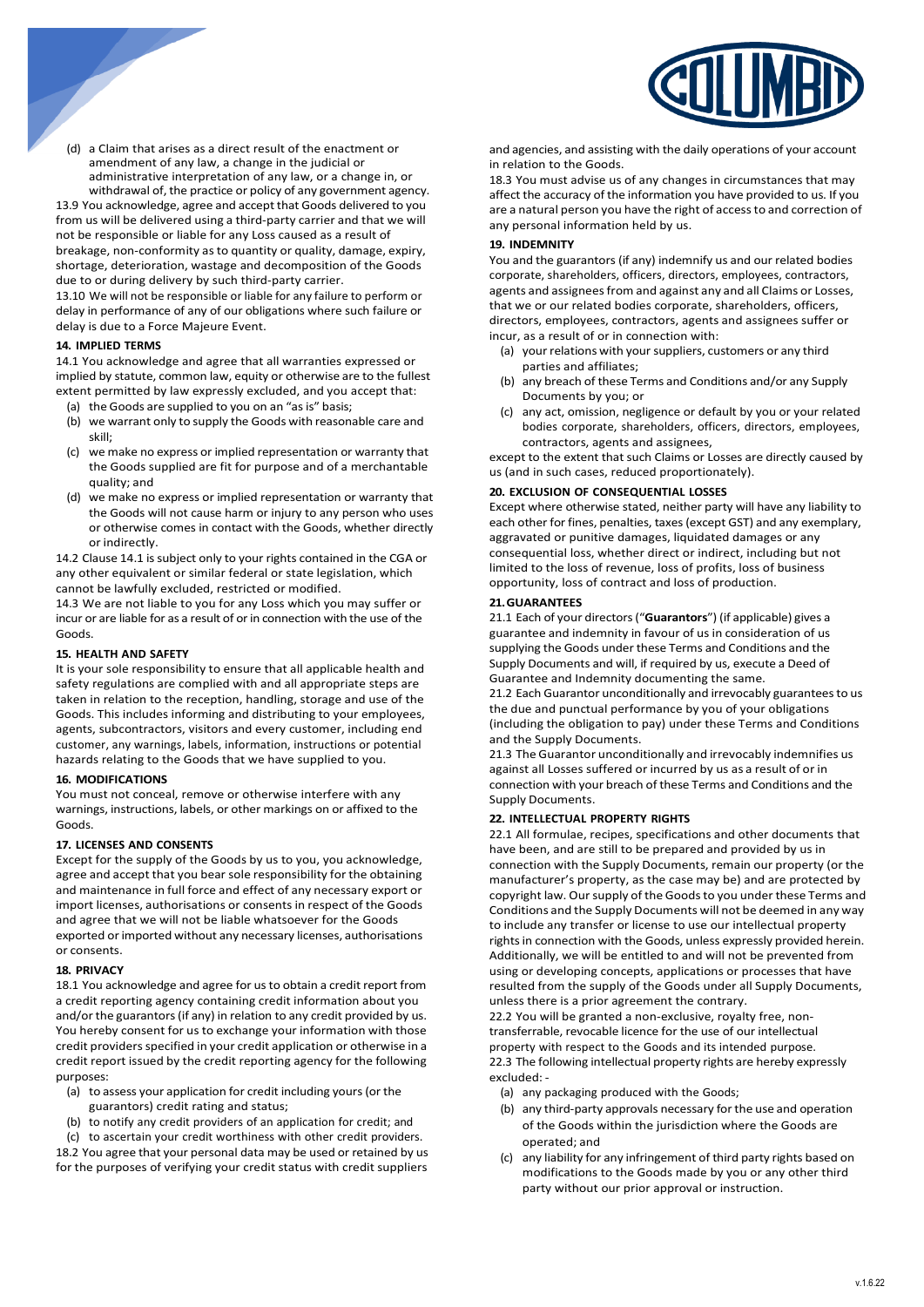(d) a Claim that arises as a direct result of the enactment or amendment of any law, a change in the judicial or administrative interpretation of any law, or a change in, or withdrawal of, the practice or policy of any government agency.

13.9 You acknowledge, agree and accept that Goods delivered to you from us will be delivered using a third-party carrier and that we will not be responsible or liable for any Loss caused as a result of breakage, non-conformity as to quantity or quality, damage, expiry, shortage, deterioration, wastage and decomposition of the Goods due to or during delivery by such third-party carrier.

13.10 We will not be responsible or liable for any failure to perform or delay in performance of any of our obligations where such failure or delay is due to a Force Majeure Event.

**14. IMPLIED TERMS**

14.1 You acknowledge and agree that all warranties expressed or implied by statute, common law, equity or otherwise are to the fullest extent permitted by law expressly excluded, and you accept that:

(a) the Goods are supplied to you on an "as is" basis;
(b) we warrant only to supply the Goods with reasonable care and skill;
(c) we make no express or implied representation or warranty that the Goods supplied are fit for purpose and of a merchantable quality; and
(d) we make no express or implied representation or warranty that the Goods will not cause harm or injury to any person who uses or otherwise comes in contact with the Goods, whether directly or indirectly.

14.2 Clause 14.1 is subject only to your rights contained in the CGA or any other equivalent or similar federal or state legislation, which cannot be lawfully excluded, restricted or modified.

14.3 We are not liable to you for any Loss which you may suffer or incur or are liable for as a result of or in connection with the use of the Goods.

**15. HEALTH AND SAFETY**

It is your sole responsibility to ensure that all applicable health and safety regulations are complied with and all appropriate steps are taken in relation to the reception, handling, storage and use of the Goods. This includes informing and distributing to your employees, agents, subcontractors, visitors and every customer, including end customer, any warnings, labels, information, instructions or potential hazards relating to the Goods that we have supplied to you.

**16. MODIFICATIONS**

You must not conceal, remove or otherwise interfere with any warnings, instructions, labels, or other markings on or affixed to the Goods.

**17. LICENSES AND CONSENTS**

Except for the supply of the Goods by us to you, you acknowledge, agree and accept that you bear sole responsibility for the obtaining and maintenance in full force and effect of any necessary export or import licenses, authorisations or consents in respect of the Goods and agree that we will not be liable whatsoever for the Goods exported or imported without any necessary licenses, authorisations or consents.

**18. PRIVACY**

18.1 You acknowledge and agree for us to obtain a credit report from a credit reporting agency containing credit information about you and/or the guarantors (if any) in relation to any credit provided by us. You hereby consent for us to exchange your information with those credit providers specified in your credit application or otherwise in a credit report issued by the credit reporting agency for the following purposes:

(a) to assess your application for credit including yours (or the guarantors) credit rating and status;
(b) to notify any credit providers of an application for credit; and
(c) to ascertain your credit worthiness with other credit providers.

18.2 You agree that your personal data may be used or retained by us for the purposes of verifying your credit status with credit suppliers and agencies, and assisting with the daily operations of your account in relation to the Goods.

18.3 You must advise us of any changes in circumstances that may affect the accuracy of the information you have provided to us. If you are a natural person you have the right of access to and correction of any personal information held by us.

**19. INDEMNITY**

You and the guarantors (if any) indemnify us and our related bodies corporate, shareholders, officers, directors, employees, contractors, agents and assignees from and against any and all Claims or Losses, that we or our related bodies corporate, shareholders, officers, directors, employees, contractors, agents and assignees suffer or incur, as a result of or in connection with:

(a) your relations with your suppliers, customers or any third parties and affiliates;
(b) any breach of these Terms and Conditions and/or any Supply Documents by you; or
(c) any act, omission, negligence or default by you or your related bodies corporate, shareholders, officers, directors, employees, contractors, agents and assignees,

except to the extent that such Claims or Losses are directly caused by us (and in such cases, reduced proportionately).

**20. EXCLUSION OF CONSEQUENTIAL LOSSES**

Except where otherwise stated, neither party will have any liability to each other for fines, penalties, taxes (except GST) and any exemplary, aggravated or punitive damages, liquidated damages or any consequential loss, whether direct or indirect, including but not limited to the loss of revenue, loss of profits, loss of business opportunity, loss of contract and loss of production.

**21. GUARANTEES**

21.1 Each of your directors ("**Guarantors**") (if applicable) gives a guarantee and indemnity in favour of us in consideration of us supplying the Goods under these Terms and Conditions and the Supply Documents and will, if required by us, execute a Deed of Guarantee and Indemnity documenting the same.

21.2 Each Guarantor unconditionally and irrevocably guarantees to us the due and punctual performance by you of your obligations (including the obligation to pay) under these Terms and Conditions and the Supply Documents.

21.3 The Guarantor unconditionally and irrevocably indemnifies us against all Losses suffered or incurred by us as a result of or in connection with your breach of these Terms and Conditions and the Supply Documents.

**22. INTELLECTUAL PROPERTY RIGHTS**

22.1 All formulae, recipes, specifications and other documents that have been, and are still to be prepared and provided by us in connection with the Supply Documents, remain our property (or the manufacturer's property, as the case may be) and are protected by copyright law. Our supply of the Goods to you under these Terms and Conditions and the Supply Documents will not be deemed in any way to include any transfer or license to use our intellectual property rights in connection with the Goods, unless expressly provided herein. Additionally, we will be entitled to and will not be prevented from using or developing concepts, applications or processes that have resulted from the supply of the Goods under all Supply Documents, unless there is a prior agreement the contrary.

22.2 You will be granted a non-exclusive, royalty free, non-transferrable, revocable licence for the use of our intellectual property with respect to the Goods and its intended purpose.

22.3 The following intellectual property rights are hereby expressly excluded: -

(a) any packaging produced with the Goods;
(b) any third-party approvals necessary for the use and operation of the Goods within the jurisdiction where the Goods are operated; and
(c) any liability for any infringement of third party rights based on modifications to the Goods made by you or any other third party without our prior approval or instruction.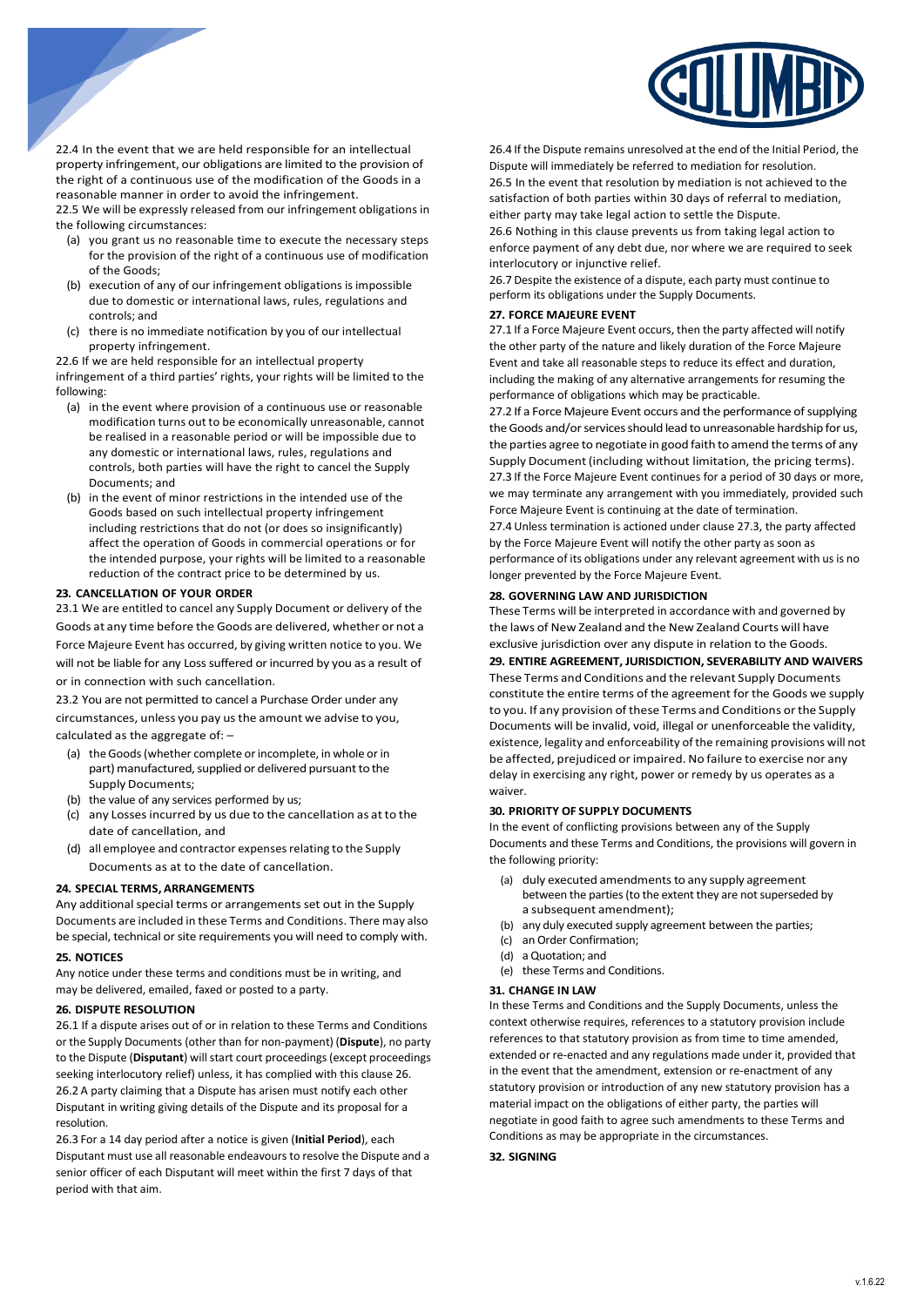22.4 In the event that we are held responsible for an intellectual property infringement, our obligations are limited to the provision of the right of a continuous use of the modification of the Goods in a reasonable manner in order to avoid the infringement.

22.5 We will be expressly released from our infringement obligations in the following circumstances:

(a) you grant us no reasonable time to execute the necessary steps for the provision of the right of a continuous use of modification of the Goods;

(b) execution of any of our infringement obligations is impossible due to domestic or international laws, rules, regulations and controls; and

(c) there is no immediate notification by you of our intellectual property infringement.

22.6 If we are held responsible for an intellectual property infringement of a third parties' rights, your rights will be limited to the following:

(a) in the event where provision of a continuous use or reasonable modification turns out to be economically unreasonable, cannot be realised in a reasonable period or will be impossible due to any domestic or international laws, rules, regulations and controls, both parties will have the right to cancel the Supply Documents; and

(b) in the event of minor restrictions in the intended use of the Goods based on such intellectual property infringement including restrictions that do not (or does so insignificantly) affect the operation of Goods in commercial operations or for the intended purpose, your rights will be limited to a reasonable reduction of the contract price to be determined by us.

**23. CANCELLATION OF YOUR ORDER**

23.1 We are entitled to cancel any Supply Document or delivery of the Goods at any time before the Goods are delivered, whether or not a Force Majeure Event has occurred, by giving written notice to you. We will not be liable for any Loss suffered or incurred by you as a result of or in connection with such cancellation.

23.2 You are not permitted to cancel a Purchase Order under any circumstances, unless you pay us the amount we advise to you, calculated as the aggregate of: –

(a) the Goods (whether complete or incomplete, in whole or in part) manufactured, supplied or delivered pursuant to the Supply Documents;

(b) the value of any services performed by us;

(c) any Losses incurred by us due to the cancellation as at to the date of cancellation, and

(d) all employee and contractor expenses relating to the Supply Documents as at to the date of cancellation.

**24. SPECIAL TERMS, ARRANGEMENTS**

Any additional special terms or arrangements set out in the Supply Documents are included in these Terms and Conditions. There may also be special, technical or site requirements you will need to comply with.

**25. NOTICES**

Any notice under these terms and conditions must be in writing, and may be delivered, emailed, faxed or posted to a party.

**26. DISPUTE RESOLUTION**

26.1 If a dispute arises out of or in relation to these Terms and Conditions or the Supply Documents (other than for non-payment) (**Dispute**), no party to the Dispute (**Disputant**) will start court proceedings (except proceedings seeking interlocutory relief) unless, it has complied with this clause 26.

26.2 A party claiming that a Dispute has arisen must notify each other Disputant in writing giving details of the Dispute and its proposal for a resolution.

26.3 For a 14 day period after a notice is given (**Initial Period**), each Disputant must use all reasonable endeavours to resolve the Dispute and a senior officer of each Disputant will meet within the first 7 days of that period with that aim.

26.4 If the Dispute remains unresolved at the end of the Initial Period, the Dispute will immediately be referred to mediation for resolution.

26.5 In the event that resolution by mediation is not achieved to the satisfaction of both parties within 30 days of referral to mediation, either party may take legal action to settle the Dispute.

26.6 Nothing in this clause prevents us from taking legal action to enforce payment of any debt due, nor where we are required to seek interlocutory or injunctive relief.

26.7 Despite the existence of a dispute, each party must continue to perform its obligations under the Supply Documents.

**27. FORCE MAJEURE EVENT**

27.1 If a Force Majeure Event occurs, then the party affected will notify the other party of the nature and likely duration of the Force Majeure Event and take all reasonable steps to reduce its effect and duration, including the making of any alternative arrangements for resuming the performance of obligations which may be practicable.

27.2 If a Force Majeure Event occurs and the performance of supplying the Goods and/or services should lead to unreasonable hardship for us, the parties agree to negotiate in good faith to amend the terms of any Supply Document (including without limitation, the pricing terms).

27.3 If the Force Majeure Event continues for a period of 30 days or more, we may terminate any arrangement with you immediately, provided such Force Majeure Event is continuing at the date of termination.

27.4 Unless termination is actioned under clause 27.3, the party affected by the Force Majeure Event will notify the other party as soon as performance of its obligations under any relevant agreement with us is no longer prevented by the Force Majeure Event.

**28. GOVERNING LAW AND JURISDICTION**

These Terms will be interpreted in accordance with and governed by the laws of New Zealand and the New Zealand Courts will have exclusive jurisdiction over any dispute in relation to the Goods.

**29. ENTIRE AGREEMENT, JURISDICTION, SEVERABILITY AND WAIVERS**

These Terms and Conditions and the relevant Supply Documents constitute the entire terms of the agreement for the Goods we supply to you. If any provision of these Terms and Conditions or the Supply Documents will be invalid, void, illegal or unenforceable the validity, existence, legality and enforceability of the remaining provisions will not be affected, prejudiced or impaired. No failure to exercise nor any delay in exercising any right, power or remedy by us operates as a waiver.

**30. PRIORITY OF SUPPLY DOCUMENTS**

In the event of conflicting provisions between any of the Supply Documents and these Terms and Conditions, the provisions will govern in the following priority:

(a) duly executed amendments to any supply agreement between the parties (to the extent they are not superseded by a subsequent amendment);

(b) any duly executed supply agreement between the parties;

(c) an Order Confirmation;

(d) a Quotation; and

(e) these Terms and Conditions.

**31. CHANGE IN LAW**

In these Terms and Conditions and the Supply Documents, unless the context otherwise requires, references to a statutory provision include references to that statutory provision as from time to time amended, extended or re-enacted and any regulations made under it, provided that in the event that the amendment, extension or re-enactment of any statutory provision or introduction of any new statutory provision has a material impact on the obligations of either party, the parties will negotiate in good faith to agree such amendments to these Terms and Conditions as may be appropriate in the circumstances.

**32. SIGNING**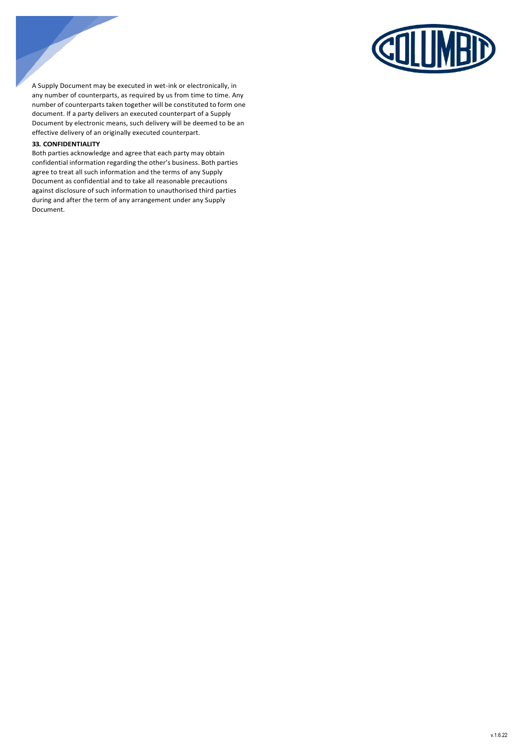A Supply Document may be executed in wet-ink or electronically, in any number of counterparts, as required by us from time to time. Any number of counterparts taken together will be constituted to form one document. If a party delivers an executed counterpart of a Supply Document by electronic means, such delivery will be deemed to be an effective delivery of an originally executed counterpart.

**33. CONFIDENTIALITY**

Both parties acknowledge and agree that each party may obtain confidential information regarding the other's business. Both parties agree to treat all such information and the terms of any Supply Document as confidential and to take all reasonable precautions against disclosure of such information to unauthorised third parties during and after the term of any arrangement under any Supply Document.